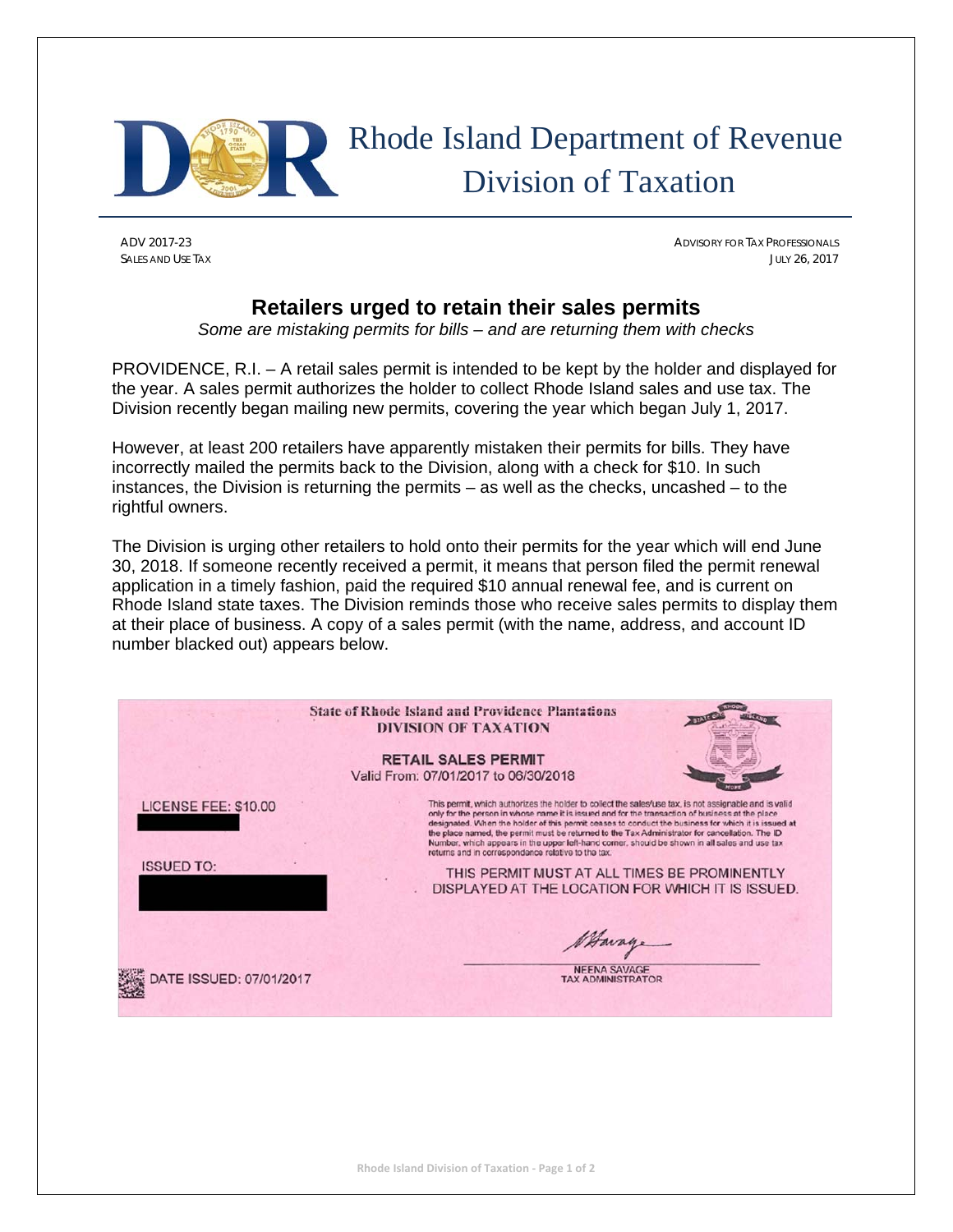# Rhode Island Department of Revenue
# Division of Taxation

ADV 2017-23
SALES AND USE TAX

ADVISORY FOR TAX PROFESSIONALS
JULY 26, 2017

## Retailers urged to retain their sales permits

*Some are mistaking permits for bills – and are returning them with checks*

PROVIDENCE, R.I. – A retail sales permit is intended to be kept by the holder and displayed for the year. A sales permit authorizes the holder to collect Rhode Island sales and use tax. The Division recently began mailing new permits, covering the year which began July 1, 2017.

However, at least 200 retailers have apparently mistaken their permits for bills. They have incorrectly mailed the permits back to the Division, along with a check for $10. In such instances, the Division is returning the permits – as well as the checks, uncashed – to the rightful owners.

The Division is urging other retailers to hold onto their permits for the year which will end June 30, 2018. If someone recently received a permit, it means that person filed the permit renewal application in a timely fashion, paid the required $10 annual renewal fee, and is current on Rhode Island state taxes. The Division reminds those who receive sales permits to display them at their place of business. A copy of a sales permit (with the name, address, and account ID number blacked out) appears below.

State of Rhode Island and Providence Plantations
DIVISION OF TAXATION

RETAIL SALES PERMIT
Valid From: 07/01/2017 to 06/30/2018

LICENSE FEE: $10.00

ISSUED TO:

This permit, which authorizes the holder to collect the sales/use tax, is not assignable and is valid only for the person in whose name it is issued and for the transaction of business at the place designated. When the holder of this permit ceases to conduct the business for which it is issued at the place named, the permit must be returned to the Tax Administrator for cancellation. The ID Number, which appears in the upper left-hand corner, should be shown in all sales and use tax returns and in correspondence relative to the tax.

THIS PERMIT MUST AT ALL TIMES BE PROMINENTLY DISPLAYED AT THE LOCATION FOR WHICH IT IS ISSUED.

DATE ISSUED: 07/01/2017

NEENA SAVAGE
TAX ADMINISTRATOR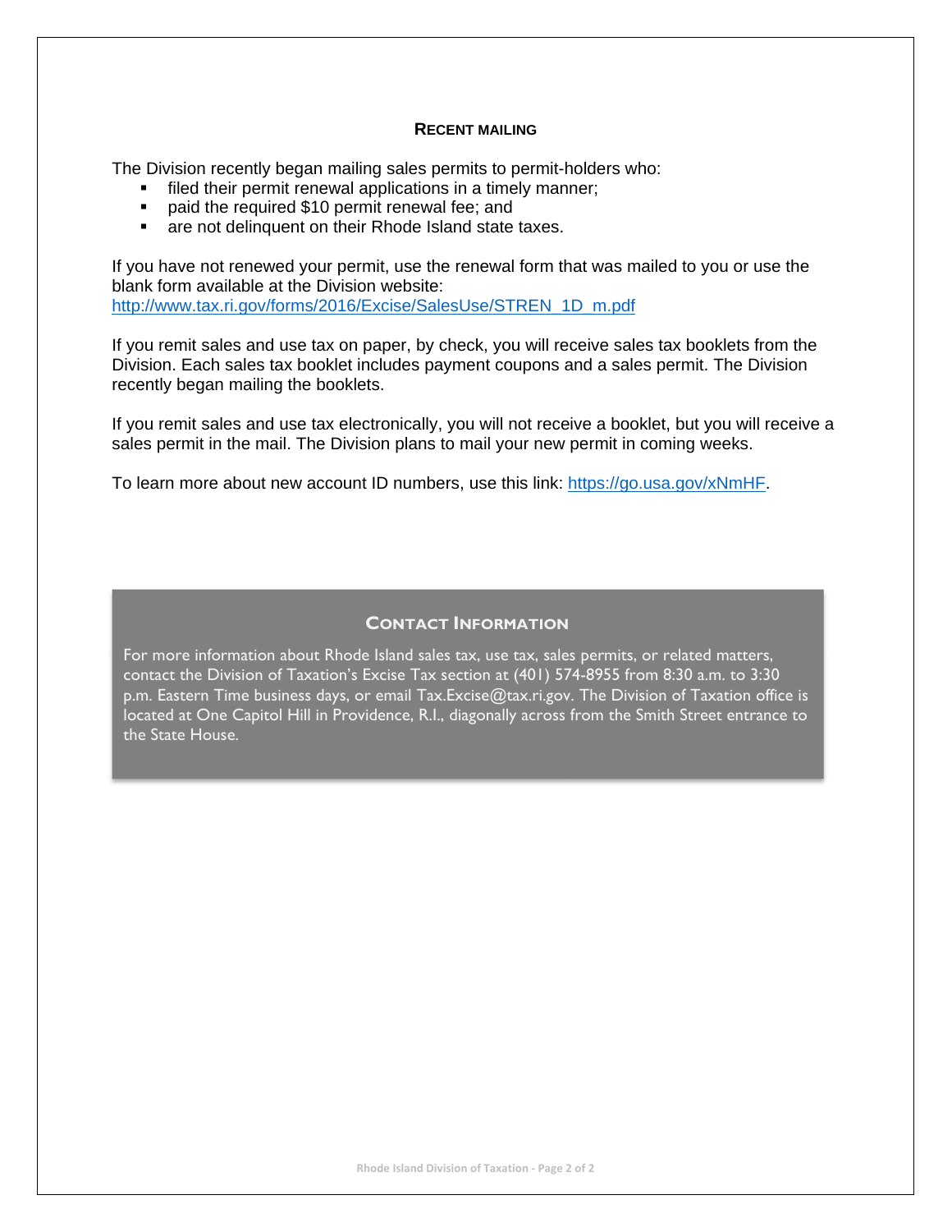## Recent Mailing

The Division recently began mailing sales permits to permit-holders who:

- filed their permit renewal applications in a timely manner;
- paid the required $10 permit renewal fee; and
- are not delinquent on their Rhode Island state taxes.

If you have not renewed your permit, use the renewal form that was mailed to you or use the blank form available at the Division website: http://www.tax.ri.gov/forms/2016/Excise/SalesUse/STREN_1D_m.pdf

If you remit sales and use tax on paper, by check, you will receive sales tax booklets from the Division. Each sales tax booklet includes payment coupons and a sales permit. The Division recently began mailing the booklets.

If you remit sales and use tax electronically, you will not receive a booklet, but you will receive a sales permit in the mail. The Division plans to mail your new permit in coming weeks.

To learn more about new account ID numbers, use this link: https://go.usa.gov/xNmHF.

## Contact Information

For more information about Rhode Island sales tax, use tax, sales permits, or related matters, contact the Division of Taxation's Excise Tax section at (401) 574-8955 from 8:30 a.m. to 3:30 p.m. Eastern Time business days, or email Tax.Excise@tax.ri.gov. The Division of Taxation office is located at One Capitol Hill in Providence, R.I., diagonally across from the Smith Street entrance to the State House.